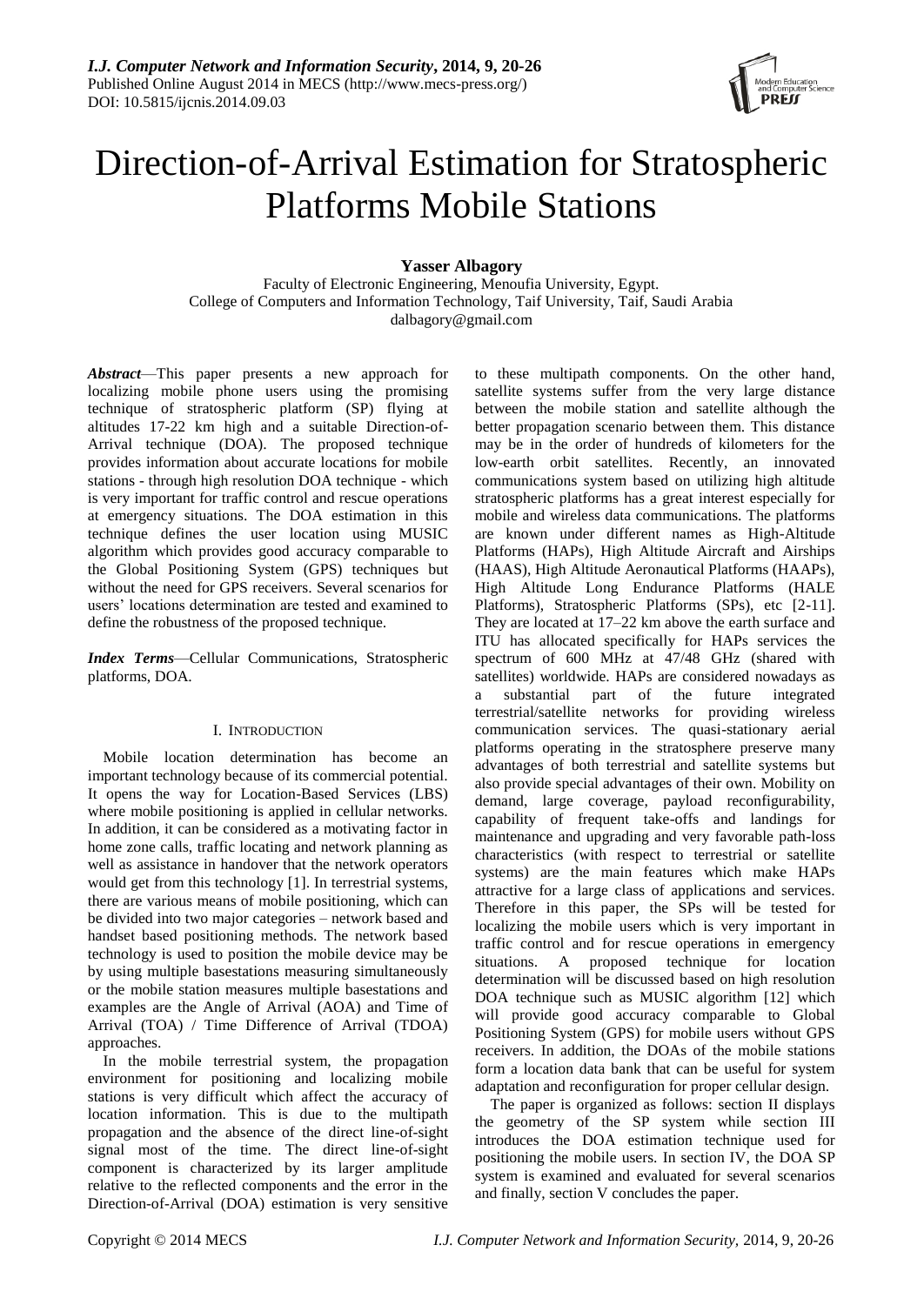# Direction-of-Arrival Estimation for Stratospheric Platforms Mobile Stations

**Yasser Albagory**

Faculty of Electronic Engineering, Menoufia University, Egypt.
College of Computers and Information Technology, Taif University, Taif, Saudi Arabia
dalbagory@gmail.com

***Abstract*****—**This paper presents a new approach for localizing mobile phone users using the promising technique of stratospheric platform (SP) flying at altitudes 17-22 km high and a suitable Direction-of-Arrival technique (DOA). The proposed technique provides information about accurate locations for mobile stations - through high resolution DOA technique - which is very important for traffic control and rescue operations at emergency situations. The DOA estimation in this technique defines the user location using MUSIC algorithm which provides good accuracy comparable to the Global Positioning System (GPS) techniques but without the need for GPS receivers. Several scenarios for users' locations determination are tested and examined to define the robustness of the proposed technique.

***Index Terms*****—**Cellular Communications, Stratospheric platforms, DOA.

## I. Introduction

Mobile location determination has become an important technology because of its commercial potential. It opens the way for Location-Based Services (LBS) where mobile positioning is applied in cellular networks. In addition, it can be considered as a motivating factor in home zone calls, traffic locating and network planning as well as assistance in handover that the network operators would get from this technology [1]. In terrestrial systems, there are various means of mobile positioning, which can be divided into two major categories – network based and handset based positioning methods. The network based technology is used to position the mobile device may be by using multiple basestations measuring simultaneously or the mobile station measures multiple basestations and examples are the Angle of Arrival (AOA) and Time of Arrival (TOA) / Time Difference of Arrival (TDOA) approaches.

In the mobile terrestrial system, the propagation environment for positioning and localizing mobile stations is very difficult which affect the accuracy of location information. This is due to the multipath propagation and the absence of the direct line-of-sight signal most of the time. The direct line-of-sight component is characterized by its larger amplitude relative to the reflected components and the error in the Direction-of-Arrival (DOA) estimation is very sensitive to these multipath components. On the other hand, satellite systems suffer from the very large distance between the mobile station and satellite although the better propagation scenario between them. This distance may be in the order of hundreds of kilometers for the low-earth orbit satellites. Recently, an innovated communications system based on utilizing high altitude stratospheric platforms has a great interest especially for mobile and wireless data communications. The platforms are known under different names as High-Altitude Platforms (HAPs), High Altitude Aircraft and Airships (HAAS), High Altitude Aeronautical Platforms (HAAPs), High Altitude Long Endurance Platforms (HALE Platforms), Stratospheric Platforms (SPs), etc [2-11]. They are located at 17–22 km above the earth surface and ITU has allocated specifically for HAPs services the spectrum of 600 MHz at 47/48 GHz (shared with satellites) worldwide. HAPs are considered nowadays as a substantial part of the future integrated terrestrial/satellite networks for providing wireless communication services. The quasi-stationary aerial platforms operating in the stratosphere preserve many advantages of both terrestrial and satellite systems but also provide special advantages of their own. Mobility on demand, large coverage, payload reconfigurability, capability of frequent take-offs and landings for maintenance and upgrading and very favorable path-loss characteristics (with respect to terrestrial or satellite systems) are the main features which make HAPs attractive for a large class of applications and services. Therefore in this paper, the SPs will be tested for localizing the mobile users which is very important in traffic control and for rescue operations in emergency situations. A proposed technique for location determination will be discussed based on high resolution DOA technique such as MUSIC algorithm [12] which will provide good accuracy comparable to Global Positioning System (GPS) for mobile users without GPS receivers. In addition, the DOAs of the mobile stations form a location data bank that can be useful for system adaptation and reconfiguration for proper cellular design.

The paper is organized as follows: section II displays the geometry of the SP system while section III introduces the DOA estimation technique used for positioning the mobile users. In section IV, the DOA SP system is examined and evaluated for several scenarios and finally, section V concludes the paper.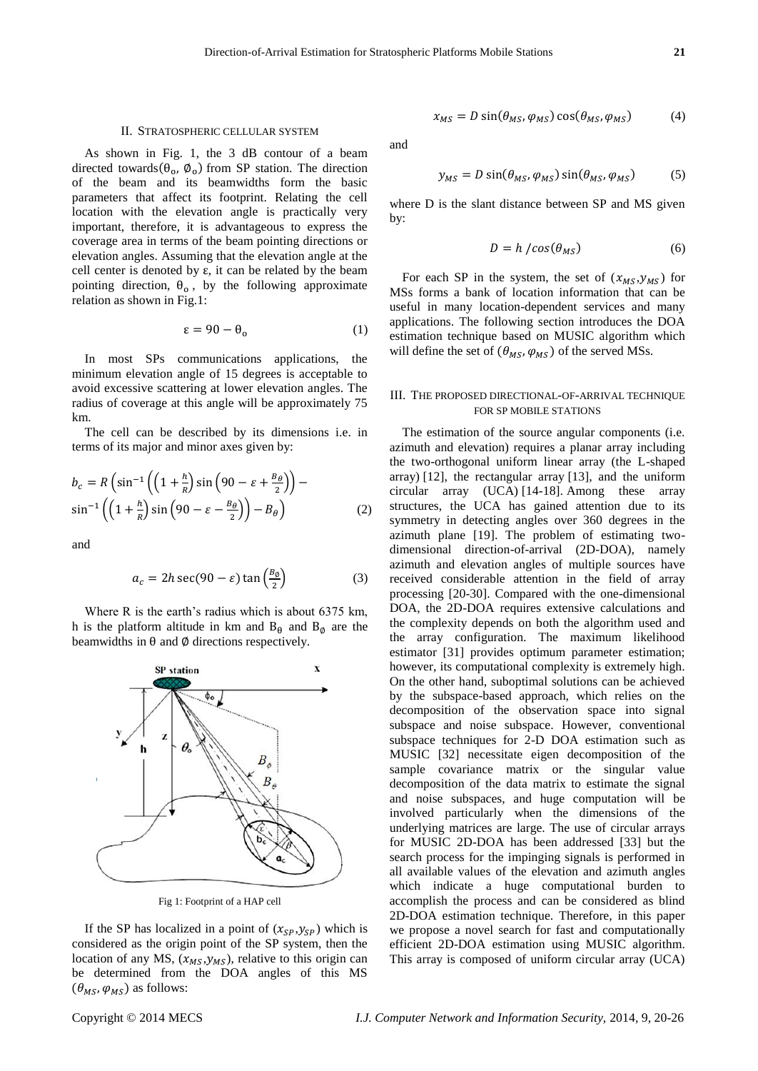## II. Stratospheric Cellular System

As shown in Fig. 1, the 3 dB contour of a beam directed towards $(\theta_o, \emptyset_o)$ from SP station. The direction of the beam and its beamwidths form the basic parameters that affect its footprint. Relating the cell location with the elevation angle is practically very important, therefore, it is advantageous to express the coverage area in terms of the beam pointing directions or elevation angles. Assuming that the elevation angle at the cell center is denoted by ε, it can be related by the beam pointing direction, $\theta_o$, by the following approximate relation as shown in Fig.1:

$$\varepsilon = 90 - \theta_o \tag{1}$$

In most SPs communications applications, the minimum elevation angle of 15 degrees is acceptable to avoid excessive scattering at lower elevation angles. The radius of coverage at this angle will be approximately 75 km.

The cell can be described by its dimensions i.e. in terms of its major and minor axes given by:

$$b_c = R\left(\sin^{-1}\left(\left(1+\frac{h}{R}\right)\sin\left(90-\varepsilon+\frac{B_\theta}{2}\right)\right) - \sin^{-1}\left(\left(1+\frac{h}{R}\right)\sin\left(90-\varepsilon-\frac{B_\theta}{2}\right)\right) - B_\theta\right) \tag{2}$$

and

$$a_c = 2h\sec(90-\varepsilon)\tan\left(\frac{B_\emptyset}{2}\right) \tag{3}$$

Where R is the earth's radius which is about 6375 km, h is the platform altitude in km and $B_\theta$ and $B_\emptyset$ are the beamwidths in θ and ∅ directions respectively.

Fig 1: Footprint of a HAP cell

If the SP has localized in a point of $(x_{SP}, y_{SP})$ which is considered as the origin point of the SP system, then the location of any MS, $(x_{MS}, y_{MS})$, relative to this origin can be determined from the DOA angles of this MS $(\theta_{MS}, \varphi_{MS})$ as follows:

$$x_{MS} = D\sin(\theta_{MS}, \varphi_{MS})\cos(\theta_{MS}, \varphi_{MS}) \tag{4}$$

and

$$y_{MS} = D\sin(\theta_{MS}, \varphi_{MS})\sin(\theta_{MS}, \varphi_{MS}) \tag{5}$$

where D is the slant distance between SP and MS given by:

$$D = h/\cos(\theta_{MS}) \tag{6}$$

For each SP in the system, the set of $(x_{MS}, y_{MS})$ for MSs forms a bank of location information that can be useful in many location-dependent services and many applications. The following section introduces the DOA estimation technique based on MUSIC algorithm which will define the set of $(\theta_{MS}, \varphi_{MS})$ of the served MSs.

## III. The Proposed Directional-of-Arrival Technique for SP Mobile Stations

The estimation of the source angular components (i.e. azimuth and elevation) requires a planar array including the two-orthogonal uniform linear array (the L-shaped array) [12], the rectangular array [13], and the uniform circular array (UCA) [14-18]. Among these array structures, the UCA has gained attention due to its symmetry in detecting angles over 360 degrees in the azimuth plane [19]. The problem of estimating two-dimensional direction-of-arrival (2D-DOA), namely azimuth and elevation angles of multiple sources have received considerable attention in the field of array processing [20-30]. Compared with the one-dimensional DOA, the 2D-DOA requires extensive calculations and the complexity depends on both the algorithm used and the array configuration. The maximum likelihood estimator [31] provides optimum parameter estimation; however, its computational complexity is extremely high. On the other hand, suboptimal solutions can be achieved by the subspace-based approach, which relies on the decomposition of the observation space into signal subspace and noise subspace. However, conventional subspace techniques for 2-D DOA estimation such as MUSIC [32] necessitate eigen decomposition of the sample covariance matrix or the singular value decomposition of the data matrix to estimate the signal and noise subspaces, and huge computation will be involved particularly when the dimensions of the underlying matrices are large. The use of circular arrays for MUSIC 2D-DOA has been addressed [33] but the search process for the impinging signals is performed in all available values of the elevation and azimuth angles which indicate a huge computational burden to accomplish the process and can be considered as blind 2D-DOA estimation technique. Therefore, in this paper we propose a novel search for fast and computationally efficient 2D-DOA estimation using MUSIC algorithm. This array is composed of uniform circular array (UCA)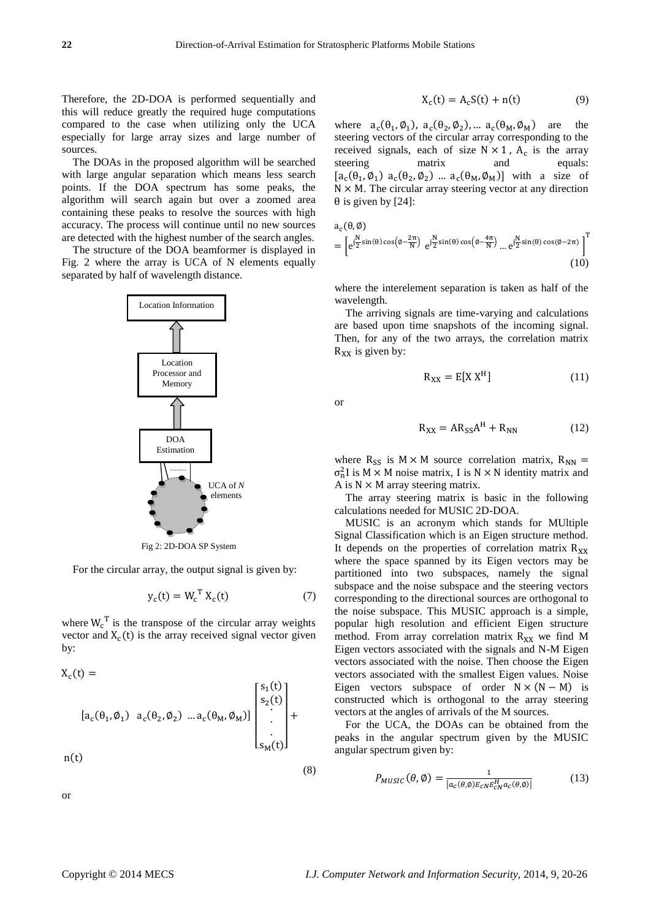Therefore, the 2D-DOA is performed sequentially and this will reduce greatly the required huge computations compared to the case when utilizing only the UCA especially for large array sizes and large number of sources.

The DOAs in the proposed algorithm will be searched with large angular separation which means less search points. If the DOA spectrum has some peaks, the algorithm will search again but over a zoomed area containing these peaks to resolve the sources with high accuracy. The process will continue until no new sources are detected with the highest number of the search angles.

The structure of the DOA beamformer is displayed in Fig. 2 where the array is UCA of N elements equally separated by half of wavelength distance.

Fig 2: 2D-DOA SP System

For the circular array, the output signal is given by:

$$y_c(t) = W_c^T X_c(t) \tag{7}$$

where $W_c^T$ is the transpose of the circular array weights vector and $X_c(t)$ is the array received signal vector given by:

$$X_c(t) = [a_c(\theta_1, \emptyset_1) \;\; a_c(\theta_2, \emptyset_2) \; \dots a_c(\theta_M, \emptyset_M)] \begin{bmatrix} s_1(t) \\ s_2(t) \\ \cdot \\ \cdot \\ s_M(t) \end{bmatrix} + n(t) \tag{8}$$

or

$$X_c(t) = A_c S(t) + n(t) \tag{9}$$

where $a_c(\theta_1, \emptyset_1)$, $a_c(\theta_2, \emptyset_2)$, ... $a_c(\theta_M, \emptyset_M)$ are the steering vectors of the circular array corresponding to the received signals, each of size $N \times 1$, $A_c$ is the array steering matrix and equals: $[a_c(\theta_1, \emptyset_1) \; a_c(\theta_2, \emptyset_2) \dots a_c(\theta_M, \emptyset_M)]$ with a size of $N \times M$. The circular array steering vector at any direction $\theta$ is given by [24]:

$$a_c(\theta, \emptyset) = \left[ e^{j\frac{N}{2}\sin(\theta)\cos\left(\emptyset - \frac{2\pi}{N}\right)} \; e^{j\frac{N}{2}\sin(\theta)\cos\left(\emptyset - \frac{4\pi}{N}\right)} \dots e^{j\frac{N}{2}\sin(\theta)\cos(\emptyset - 2\pi)} \right]^T \tag{10}$$

where the interelement separation is taken as half of the wavelength.

The arriving signals are time-varying and calculations are based upon time snapshots of the incoming signal. Then, for any of the two arrays, the correlation matrix $R_{XX}$ is given by:

$$R_{XX} = E[X X^H] \tag{11}$$

or

$$R_{XX} = A R_{SS} A^H + R_{NN} \tag{12}$$

where $R_{SS}$ is $M \times M$ source correlation matrix, $R_{NN} = \sigma_n^2 I$ is $M \times M$ noise matrix, I is $N \times N$ identity matrix and A is $N \times M$ array steering matrix.

The array steering matrix is basic in the following calculations needed for MUSIC 2D-DOA.

MUSIC is an acronym which stands for MUltiple Signal Classification method. It depends on the properties of correlation matrix $R_{XX}$ where the space spanned by its Eigen vectors may be partitioned into two subspaces, namely the signal subspace and the noise subspace and the steering vectors corresponding to the directional sources are orthogonal to the noise subspace. This MUSIC approach is a simple, popular high resolution and efficient Eigen structure method. From array correlation matrix $R_{XX}$ we find M Eigen vectors associated with the signals and N-M Eigen vectors associated with the noise. Then choose the Eigen vectors associated with the smallest Eigen values. Noise Eigen vectors subspace of order $N \times (N - M)$ is constructed which is orthogonal to the array steering vectors at the angles of arrivals of the M sources.

For the UCA, the DOAs can be obtained from the peaks in the angular spectrum given by the MUSIC angular spectrum given by:

$$P_{MUSIC}(\theta, \emptyset) = \frac{1}{|a_c(\theta,\emptyset) E_{cN} E_{cN}^H a_c(\theta,\emptyset)|} \tag{13}$$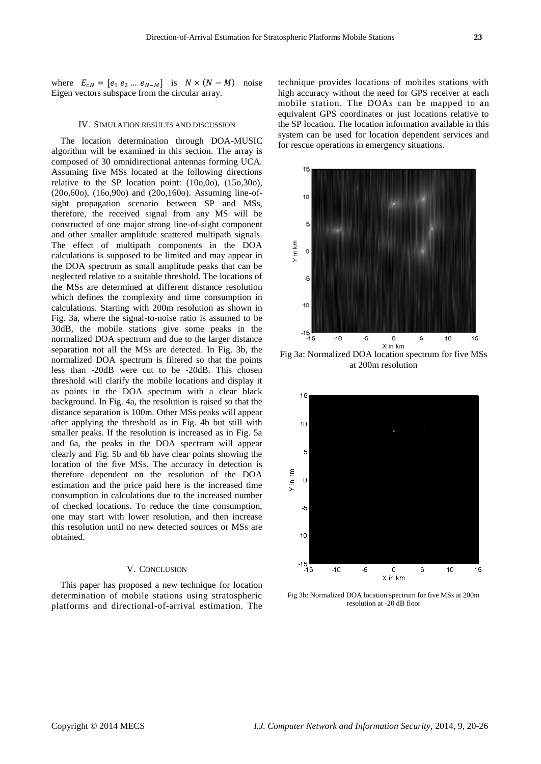where $E_{cN} = [e_1 \; e_2 \ldots e_{N-M}]$ is $N \times (N-M)$ noise Eigen vectors subspace from the circular array.

## IV. Simulation Results and Discussion

The location determination through DOA-MUSIC algorithm will be examined in this section. The array is composed of 30 omnidirectional antennas forming UCA. Assuming five MSs located at the following directions relative to the SP location point: (10o,0o), (15o,30o), (20o,60o), (16o,90o) and (20o,160o). Assuming line-of-sight propagation scenario between SP and MSs, therefore, the received signal from any MS will be constructed of one major strong line-of-sight component and other smaller amplitude scattered multipath signals. The effect of multipath components in the DOA calculations is supposed to be limited and may appear in the DOA spectrum as small amplitude peaks that can be neglected relative to a suitable threshold. The locations of the MSs are determined at different distance resolution which defines the complexity and time consumption in calculations. Starting with 200m resolution as shown in Fig. 3a, where the signal-to-noise ratio is assumed to be 30dB, the mobile stations give some peaks in the normalized DOA spectrum and due to the larger distance separation not all the MSs are detected. In Fig. 3b, the normalized DOA spectrum is filtered so that the points less than -20dB were cut to be -20dB. This chosen threshold will clarify the mobile locations and display it as points in the DOA spectrum with a clear black background. In Fig. 4a, the resolution is raised so that the distance separation is 100m. Other MSs peaks will appear after applying the threshold as in Fig. 4b but still with smaller peaks. If the resolution is increased as in Fig. 5a and 6a, the peaks in the DOA spectrum will appear clearly and Fig. 5b and 6b have clear points showing the location of the five MSs. The accuracy in detection is therefore dependent on the resolution of the DOA estimation and the price paid here is the increased time consumption in calculations due to the increased number of checked locations. To reduce the time consumption, one may start with lower resolution, and then increase this resolution until no new detected sources or MSs are obtained.

## V. Conclusion

This paper has proposed a new technique for location determination of mobile stations using stratospheric platforms and directional-of-arrival estimation. The technique provides locations of mobiles stations with high accuracy without the need for GPS receiver at each mobile station. The DOAs can be mapped to an equivalent GPS coordinates or just locations relative to the SP location. The location information available in this system can be used for location dependent services and for rescue operations in emergency situations.

Fig 3a: Normalized DOA location spectrum for five MSs at 200m resolution

Fig 3b: Normalized DOA location spectrum for five MSs at 200m resolution at -20 dB floor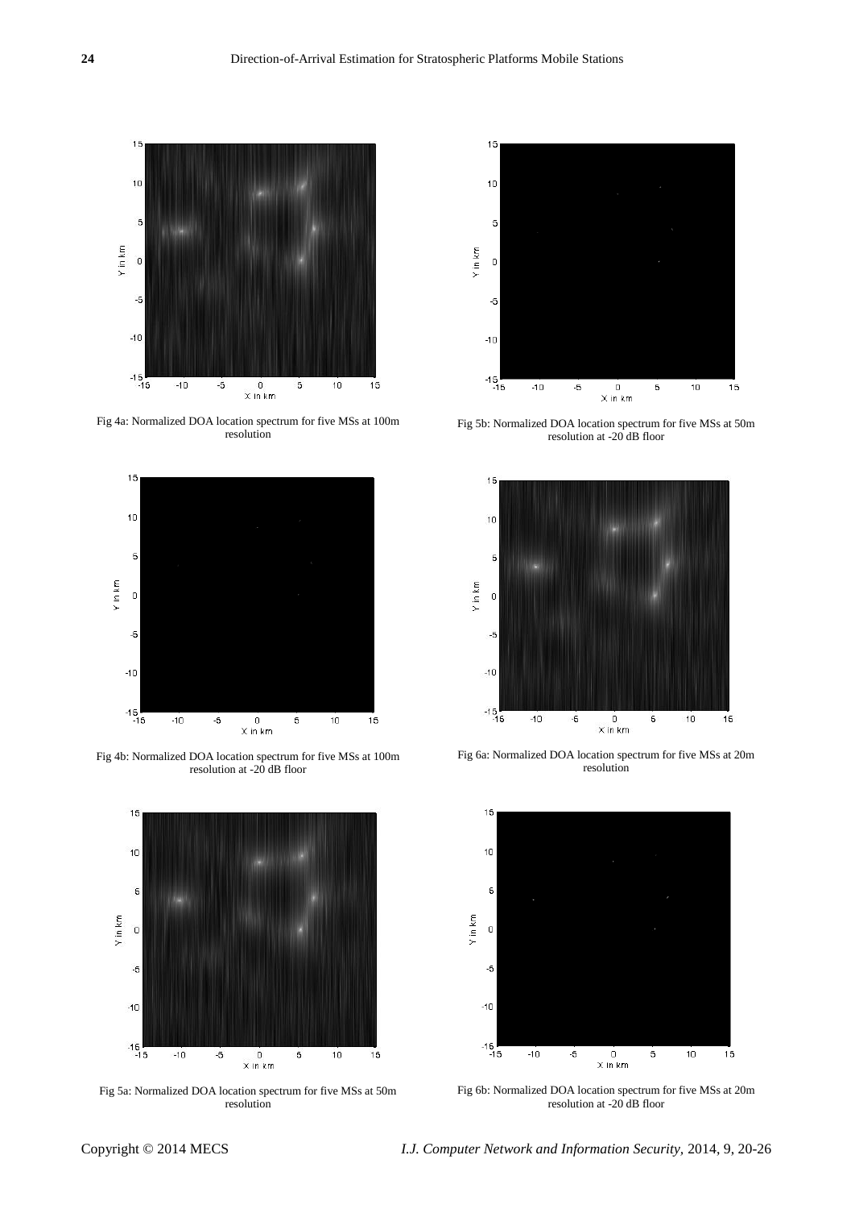Fig 4a: Normalized DOA location spectrum for five MSs at 100m resolution

Fig 4b: Normalized DOA location spectrum for five MSs at 100m resolution at -20 dB floor

Fig 5a: Normalized DOA location spectrum for five MSs at 50m resolution

Fig 5b: Normalized DOA location spectrum for five MSs at 50m resolution at -20 dB floor

Fig 6a: Normalized DOA location spectrum for five MSs at 20m resolution

Fig 6b: Normalized DOA location spectrum for five MSs at 20m resolution at -20 dB floor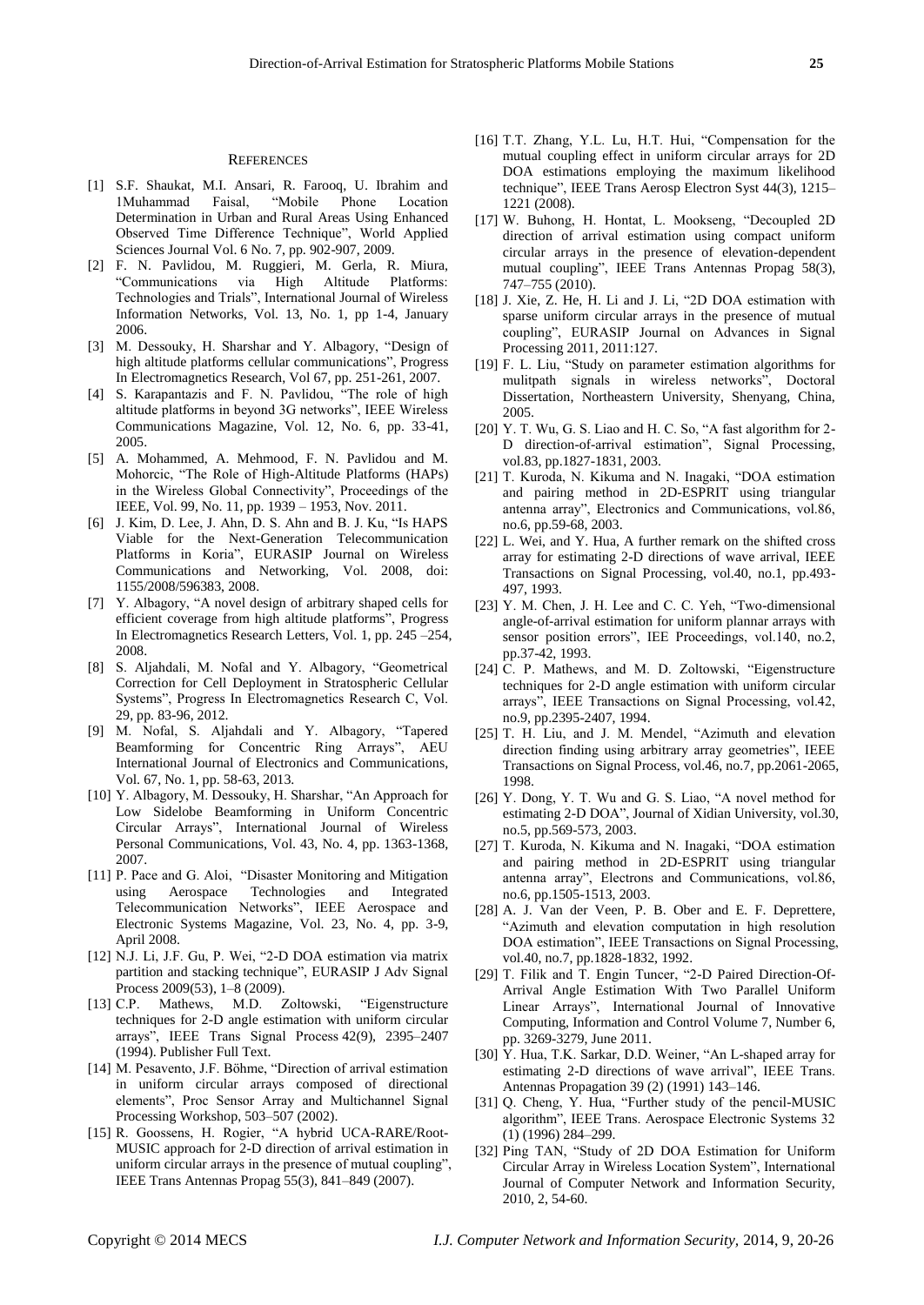## REFERENCES

[1] S.F. Shaukat, M.I. Ansari, R. Farooq, U. Ibrahim and 1Muhammad Faisal, "Mobile Phone Location Determination in Urban and Rural Areas Using Enhanced Observed Time Difference Technique", World Applied Sciences Journal Vol. 6 No. 7, pp. 902-907, 2009.

[2] F. N. Pavlidou, M. Ruggieri, M. Gerla, R. Miura, "Communications via High Altitude Platforms: Technologies and Trials", International Journal of Wireless Information Networks, Vol. 13, No. 1, pp 1-4, January 2006.

[3] M. Dessouky, H. Sharshar and Y. Albagory, "Design of high altitude platforms cellular communications", Progress In Electromagnetics Research, Vol 67, pp. 251-261, 2007.

[4] S. Karapantazis and F. N. Pavlidou, "The role of high altitude platforms in beyond 3G networks", IEEE Wireless Communications Magazine, Vol. 12, No. 6, pp. 33-41, 2005.

[5] A. Mohammed, A. Mehmood, F. N. Pavlidou and M. Mohorcic, "The Role of High-Altitude Platforms (HAPs) in the Wireless Global Connectivity", Proceedings of the IEEE, Vol. 99, No. 11, pp. 1939 – 1953, Nov. 2011.

[6] J. Kim, D. Lee, J. Ahn, D. S. Ahn and B. J. Ku, "Is HAPS Viable for the Next-Generation Telecommunication Platforms in Koria", EURASIP Journal on Wireless Communications and Networking, Vol. 2008, doi: 1155/2008/596383, 2008.

[7] Y. Albagory, "A novel design of arbitrary shaped cells for efficient coverage from high altitude platforms", Progress In Electromagnetics Research Letters, Vol. 1, pp. 245 –254, 2008.

[8] S. Aljahdali, M. Nofal and Y. Albagory, "Geometrical Correction for Cell Deployment in Stratospheric Cellular Systems", Progress In Electromagnetics Research C, Vol. 29, pp. 83-96, 2012.

[9] M. Nofal, S. Aljahdali and Y. Albagory, "Tapered Beamforming for Concentric Ring Arrays", AEU International Journal of Electronics and Communications, Vol. 67, No. 1, pp. 58-63, 2013.

[10] Y. Albagory, M. Dessouky, H. Sharshar, "An Approach for Low Sidelobe Beamforming in Uniform Concentric Circular Arrays", International Journal of Wireless Personal Communications, Vol. 43, No. 4, pp. 1363-1368, 2007.

[11] P. Pace and G. Aloi, "Disaster Monitoring and Mitigation using Aerospace Technologies and Integrated Telecommunication Networks", IEEE Aerospace and Electronic Systems Magazine, Vol. 23, No. 4, pp. 3-9, April 2008.

[12] N.J. Li, J.F. Gu, P. Wei, "2-D DOA estimation via matrix partition and stacking technique", EURASIP J Adv Signal Process 2009(53), 1–8 (2009).

[13] C.P. Mathews, M.D. Zoltowski, "Eigenstructure techniques for 2-D angle estimation with uniform circular arrays", IEEE Trans Signal Process 42(9), 2395–2407 (1994). Publisher Full Text.

[14] M. Pesavento, J.F. Böhme, "Direction of arrival estimation in uniform circular arrays composed of directional elements", Proc Sensor Array and Multichannel Signal Processing Workshop, 503–507 (2002).

[15] R. Goossens, H. Rogier, "A hybrid UCA-RARE/Root-MUSIC approach for 2-D direction of arrival estimation in uniform circular arrays in the presence of mutual coupling", IEEE Trans Antennas Propag 55(3), 841–849 (2007).

[16] T.T. Zhang, Y.L. Lu, H.T. Hui, "Compensation for the mutual coupling effect in uniform circular arrays for 2D DOA estimations employing the maximum likelihood technique", IEEE Trans Aerosp Electron Syst 44(3), 1215–1221 (2008).

[17] W. Buhong, H. Hontat, L. Mookseng, "Decoupled 2D direction of arrival estimation using compact uniform circular arrays in the presence of elevation-dependent mutual coupling", IEEE Trans Antennas Propag 58(3), 747–755 (2010).

[18] J. Xie, Z. He, H. Li and J. Li, "2D DOA estimation with sparse uniform circular arrays in the presence of mutual coupling", EURASIP Journal on Advances in Signal Processing 2011, 2011:127.

[19] F. L. Liu, "Study on parameter estimation algorithms for mulitpath signals in wireless networks", Doctoral Dissertation, Northeastern University, Shenyang, China, 2005.

[20] Y. T. Wu, G. S. Liao and H. C. So, "A fast algorithm for 2-D direction-of-arrival estimation", Signal Processing, vol.83, pp.1827-1831, 2003.

[21] T. Kuroda, N. Kikuma and N. Inagaki, "DOA estimation and pairing method in 2D-ESPRIT using triangular antenna array", Electronics and Communications, vol.86, no.6, pp.59-68, 2003.

[22] L. Wei, and Y. Hua, A further remark on the shifted cross array for estimating 2-D directions of wave arrival, IEEE Transactions on Signal Processing, vol.40, no.1, pp.493-497, 1993.

[23] Y. M. Chen, J. H. Lee and C. C. Yeh, "Two-dimensional angle-of-arrival estimation for uniform plannar arrays with sensor position errors", IEE Proceedings, vol.140, no.2, pp.37-42, 1993.

[24] C. P. Mathews, and M. D. Zoltowski, "Eigenstructure techniques for 2-D angle estimation with uniform circular arrays", IEEE Transactions on Signal Processing, vol.42, no.9, pp.2395-2407, 1994.

[25] T. H. Liu, and J. M. Mendel, "Azimuth and elevation direction finding using arbitrary array geometries", IEEE Transactions on Signal Process, vol.46, no.7, pp.2061-2065, 1998.

[26] Y. Dong, Y. T. Wu and G. S. Liao, "A novel method for estimating 2-D DOA", Journal of Xidian University, vol.30, no.5, pp.569-573, 2003.

[27] T. Kuroda, N. Kikuma and N. Inagaki, "DOA estimation and pairing method in 2D-ESPRIT using triangular antenna array", Electrons and Communications, vol.86, no.6, pp.1505-1513, 2003.

[28] A. J. Van der Veen, P. B. Ober and E. F. Deprettere, "Azimuth and elevation computation in high resolution DOA estimation", IEEE Transactions on Signal Processing, vol.40, no.7, pp.1828-1832, 1992.

[29] T. Filik and T. Engin Tuncer, "2-D Paired Direction-Of-Arrival Angle Estimation With Two Parallel Uniform Linear Arrays", International Journal of Innovative Computing, Information and Control Volume 7, Number 6, pp. 3269-3279, June 2011.

[30] Y. Hua, T.K. Sarkar, D.D. Weiner, "An L-shaped array for estimating 2-D directions of wave arrival", IEEE Trans. Antennas Propagation 39 (2) (1991) 143–146.

[31] Q. Cheng, Y. Hua, "Further study of the pencil-MUSIC algorithm", IEEE Trans. Aerospace Electronic Systems 32 (1) (1996) 284–299.

[32] Ping TAN, "Study of 2D DOA Estimation for Uniform Circular Array in Wireless Location System", International Journal of Computer Network and Information Security, 2010, 2, 54-60.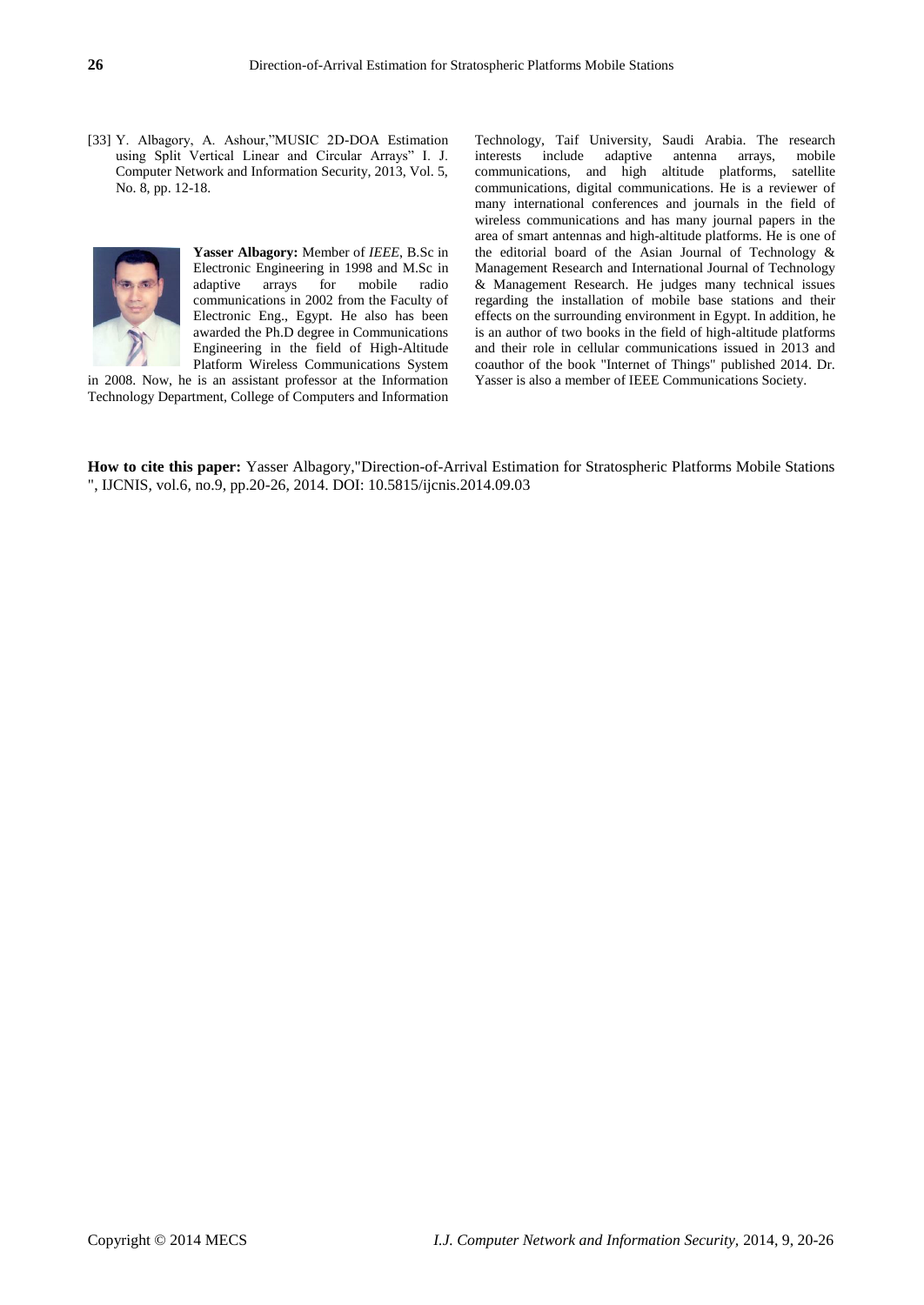[33] Y. Albagory, A. Ashour,"MUSIC 2D-DOA Estimation using Split Vertical Linear and Circular Arrays" I. J. Computer Network and Information Security, 2013, Vol. 5, No. 8, pp. 12-18.

**Yasser Albagory:** Member of *IEEE*, B.Sc in Electronic Engineering in 1998 and M.Sc in adaptive arrays for mobile radio communications in 2002 from the Faculty of Electronic Eng., Egypt. He also has been awarded the Ph.D degree in Communications Engineering in the field of High-Altitude Platform Wireless Communications System in 2008. Now, he is an assistant professor at the Information Technology Department, College of Computers and Information Technology, Taif University, Saudi Arabia. The research interests include adaptive antenna arrays, mobile communications, and high altitude platforms, satellite communications, digital communications. He is a reviewer of many international conferences and journals in the field of wireless communications and has many journal papers in the area of smart antennas and high-altitude platforms. He is one of the editorial board of the Asian Journal of Technology & Management Research and International Journal of Technology & Management Research. He judges many technical issues regarding the installation of mobile base stations and their effects on the surrounding environment in Egypt. In addition, he is an author of two books in the field of high-altitude platforms and their role in cellular communications issued in 2013 and coauthor of the book "Internet of Things" published 2014. Dr. Yasser is also a member of IEEE Communications Society.

**How to cite this paper:** Yasser Albagory,"Direction-of-Arrival Estimation for Stratospheric Platforms Mobile Stations ", IJCNIS, vol.6, no.9, pp.20-26, 2014. DOI: 10.5815/ijcnis.2014.09.03